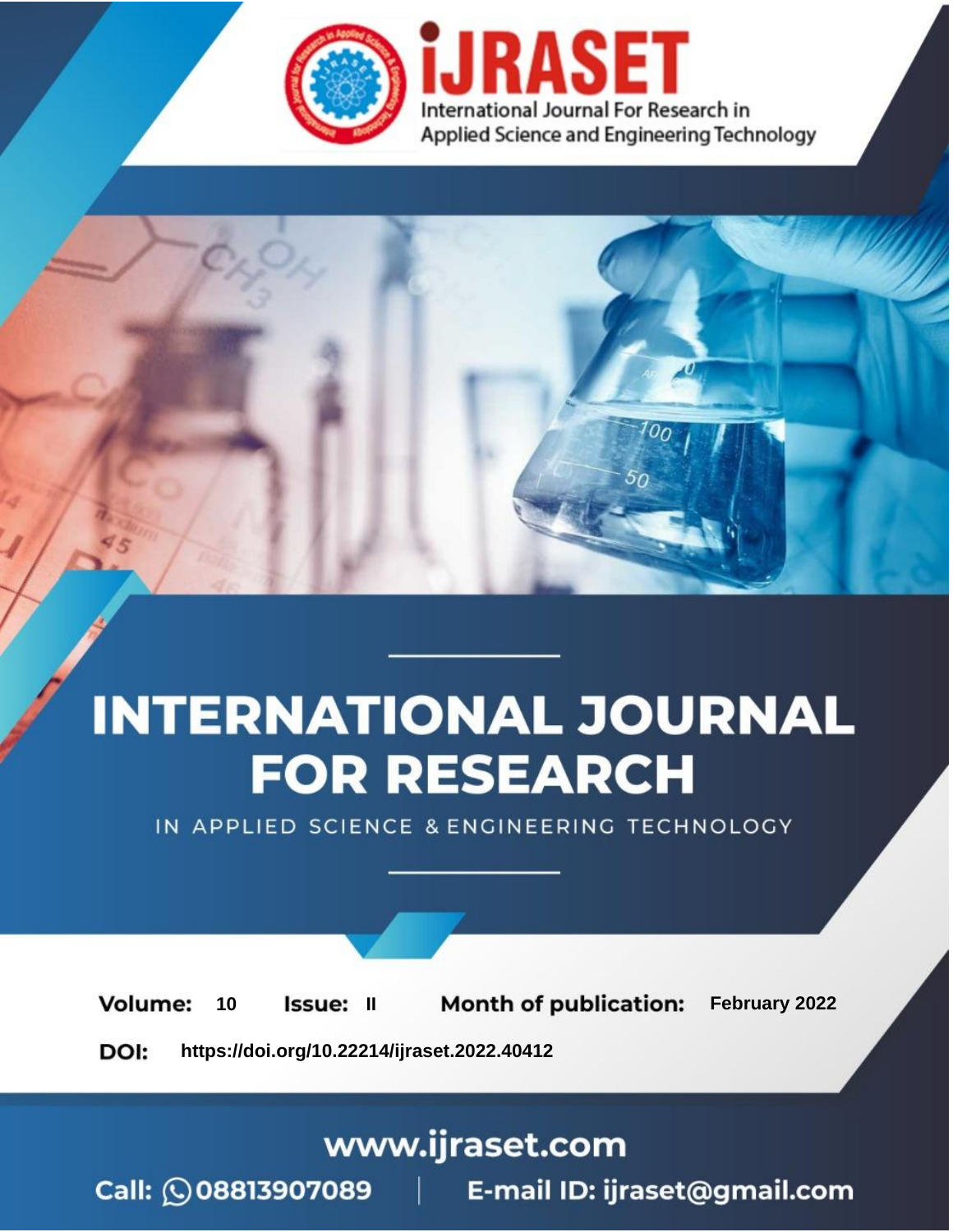# iJRASET

International Journal For Research in Applied Science and Engineering Technology

# INTERNATIONAL JOURNAL FOR RESEARCH

IN APPLIED SCIENCE & ENGINEERING TECHNOLOGY

**Volume:** 10 **Issue:** II **Month of publication:** February 2022

**DOI:** https://doi.org/10.22214/ijraset.2022.40412

www.ijraset.com

Call: 08813907089 | E-mail ID: ijraset@gmail.com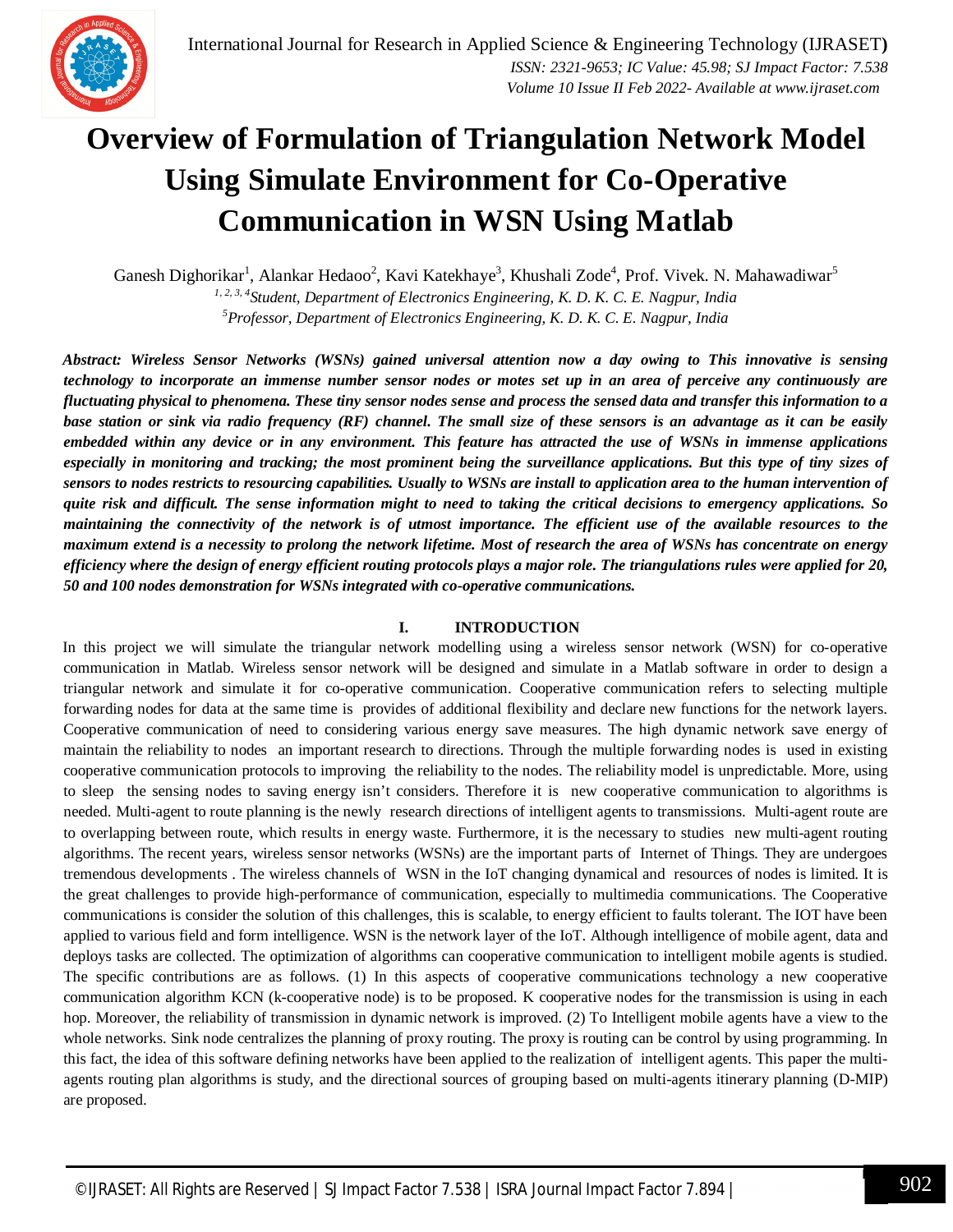# Overview of Formulation of Triangulation Network Model Using Simulate Environment for Co-Operative Communication in WSN Using Matlab

Ganesh Dighorikar[1], Alankar Hedaoo[2], Kavi Katekhaye[3], Khushali Zode[4], Prof. Vivek. N. Mahawadiwar[5]

*[1, 2, 3, 4]Student, Department of Electronics Engineering, K. D. K. C. E. Nagpur, India*

*[5]Professor, Department of Electronics Engineering, K. D. K. C. E. Nagpur, India*

***Abstract: Wireless Sensor Networks (WSNs) gained universal attention now a day owing to This innovative is sensing technology to incorporate an immense number sensor nodes or motes set up in an area of perceive any continuously are fluctuating physical to phenomena. These tiny sensor nodes sense and process the sensed data and transfer this information to a base station or sink via radio frequency (RF) channel. The small size of these sensors is an advantage as it can be easily embedded within any device or in any environment. This feature has attracted the use of WSNs in immense applications especially in monitoring and tracking; the most prominent being the surveillance applications. But this type of tiny sizes of sensors to nodes restricts to resourcing capabilities. Usually to WSNs are install to application area to the human intervention of quite risk and difficult. The sense information might to need to taking the critical decisions to emergency applications. So maintaining the connectivity of the network is of utmost importance. The efficient use of the available resources to the maximum extend is a necessity to prolong the network lifetime. Most of research the area of WSNs has concentrate on energy efficiency where the design of energy efficient routing protocols plays a major role. The triangulations rules were applied for 20, 50 and 100 nodes demonstration for WSNs integrated with co-operative communications.***

## I. INTRODUCTION

In this project we will simulate the triangular network modelling using a wireless sensor network (WSN) for co-operative communication in Matlab. Wireless sensor network will be designed and simulate in a Matlab software in order to design a triangular network and simulate it for co-operative communication. Cooperative communication refers to selecting multiple forwarding nodes for data at the same time is provides of additional flexibility and declare new functions for the network layers. Cooperative communication of need to considering various energy save measures. The high dynamic network save energy of maintain the reliability to nodes an important research to directions. Through the multiple forwarding nodes is used in existing cooperative communication protocols to improving the reliability to the nodes. The reliability model is unpredictable. More, using to sleep the sensing nodes to saving energy isn't considers. Therefore it is new cooperative communication to algorithms is needed. Multi-agent to route planning is the newly research directions of intelligent agents to transmissions. Multi-agent route are to overlapping between route, which results in energy waste. Furthermore, it is the necessary to studies new multi-agent routing algorithms. The recent years, wireless sensor networks (WSNs) are the important parts of Internet of Things. They are undergoes tremendous developments . The wireless channels of WSN in the IoT changing dynamical and resources of nodes is limited. It is the great challenges to provide high-performance of communication, especially to multimedia communications. The Cooperative communications is consider the solution of this challenges, this is scalable, to energy efficient to faults tolerant. The IOT have been applied to various field and form intelligence. WSN is the network layer of the IoT. Although intelligence of mobile agent, data and deploys tasks are collected. The optimization of algorithms can cooperative communication to intelligent mobile agents is studied. The specific contributions are as follows. (1) In this aspects of cooperative communications technology a new cooperative communication algorithm KCN (k-cooperative node) is to be proposed. K cooperative nodes for the transmission is using in each hop. Moreover, the reliability of transmission in dynamic network is improved. (2) To Intelligent mobile agents have a view to the whole networks. Sink node centralizes the planning of proxy routing. The proxy is routing can be control by using programming. In this fact, the idea of this software defining networks have been applied to the realization of intelligent agents. This paper the multi-agents routing plan algorithms is study, and the directional sources of grouping based on multi-agents itinerary planning (D-MIP) are proposed.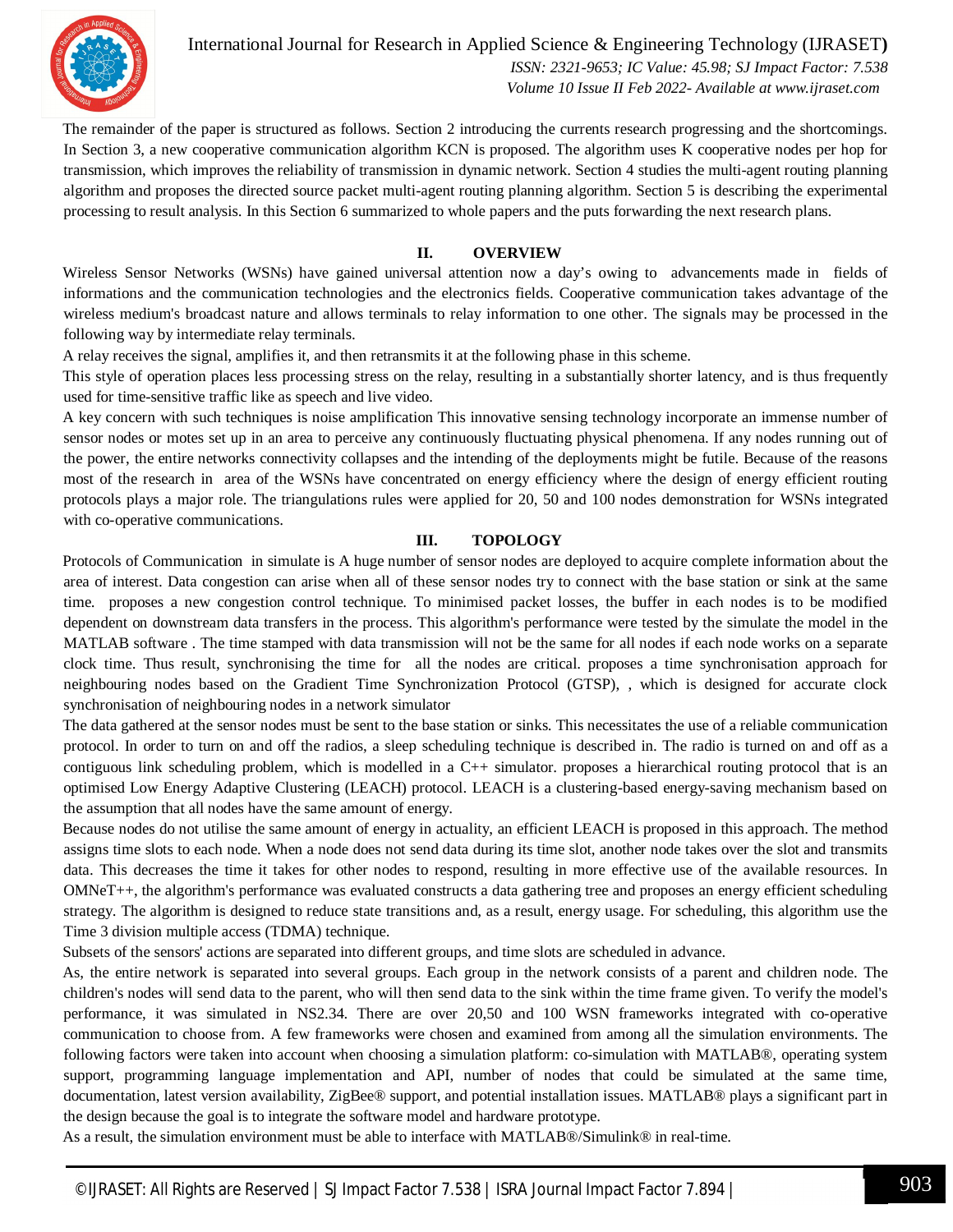The remainder of the paper is structured as follows. Section 2 introducing the currents research progressing and the shortcomings. In Section 3, a new cooperative communication algorithm KCN is proposed. The algorithm uses K cooperative nodes per hop for transmission, which improves the reliability of transmission in dynamic network. Section 4 studies the multi-agent routing planning algorithm and proposes the directed source packet multi-agent routing planning algorithm. Section 5 is describing the experimental processing to result analysis. In this Section 6 summarized to whole papers and the puts forwarding the next research plans.

## II. OVERVIEW

Wireless Sensor Networks (WSNs) have gained universal attention now a day's owing to advancements made in fields of informations and the communication technologies and the electronics fields. Cooperative communication takes advantage of the wireless medium's broadcast nature and allows terminals to relay information to one other. The signals may be processed in the following way by intermediate relay terminals.

A relay receives the signal, amplifies it, and then retransmits it at the following phase in this scheme.

This style of operation places less processing stress on the relay, resulting in a substantially shorter latency, and is thus frequently used for time-sensitive traffic like as speech and live video.

A key concern with such techniques is noise amplification This innovative sensing technology incorporate an immense number of sensor nodes or motes set up in an area to perceive any continuously fluctuating physical phenomena. If any nodes running out of the power, the entire networks connectivity collapses and the intending of the deployments might be futile. Because of the reasons most of the research in area of the WSNs have concentrated on energy efficiency where the design of energy efficient routing protocols plays a major role. The triangulations rules were applied for 20, 50 and 100 nodes demonstration for WSNs integrated with co-operative communications.

## III. TOPOLOGY

Protocols of Communication in simulate is A huge number of sensor nodes are deployed to acquire complete information about the area of interest. Data congestion can arise when all of these sensor nodes try to connect with the base station or sink at the same time. proposes a new congestion control technique. To minimised packet losses, the buffer in each nodes is to be modified dependent on downstream data transfers in the process. This algorithm's performance were tested by the simulate the model in the MATLAB software . The time stamped with data transmission will not be the same for all nodes if each node works on a separate clock time. Thus result, synchronising the time for all the nodes are critical. proposes a time synchronisation approach for neighbouring nodes based on the Gradient Time Synchronization Protocol (GTSP), , which is designed for accurate clock synchronisation of neighbouring nodes in a network simulator

The data gathered at the sensor nodes must be sent to the base station or sinks. This necessitates the use of a reliable communication protocol. In order to turn on and off the radios, a sleep scheduling technique is described in. The radio is turned on and off as a contiguous link scheduling problem, which is modelled in a C++ simulator. proposes a hierarchical routing protocol that is an optimised Low Energy Adaptive Clustering (LEACH) protocol. LEACH is a clustering-based energy-saving mechanism based on the assumption that all nodes have the same amount of energy.

Because nodes do not utilise the same amount of energy in actuality, an efficient LEACH is proposed in this approach. The method assigns time slots to each node. When a node does not send data during its time slot, another node takes over the slot and transmits data. This decreases the time it takes for other nodes to respond, resulting in more effective use of the available resources. In OMNeT++, the algorithm's performance was evaluated constructs a data gathering tree and proposes an energy efficient scheduling strategy. The algorithm is designed to reduce state transitions and, as a result, energy usage. For scheduling, this algorithm use the Time 3 division multiple access (TDMA) technique.

Subsets of the sensors' actions are separated into different groups, and time slots are scheduled in advance.

As, the entire network is separated into several groups. Each group in the network consists of a parent and children node. The children's nodes will send data to the parent, who will then send data to the sink within the time frame given. To verify the model's performance, it was simulated in NS2.34. There are over 20,50 and 100 WSN frameworks integrated with co-operative communication to choose from. A few frameworks were chosen and examined from among all the simulation environments. The following factors were taken into account when choosing a simulation platform: co-simulation with MATLAB®, operating system support, programming language implementation and API, number of nodes that could be simulated at the same time, documentation, latest version availability, ZigBee® support, and potential installation issues. MATLAB® plays a significant part in the design because the goal is to integrate the software model and hardware prototype.

As a result, the simulation environment must be able to interface with MATLAB®/Simulink® in real-time.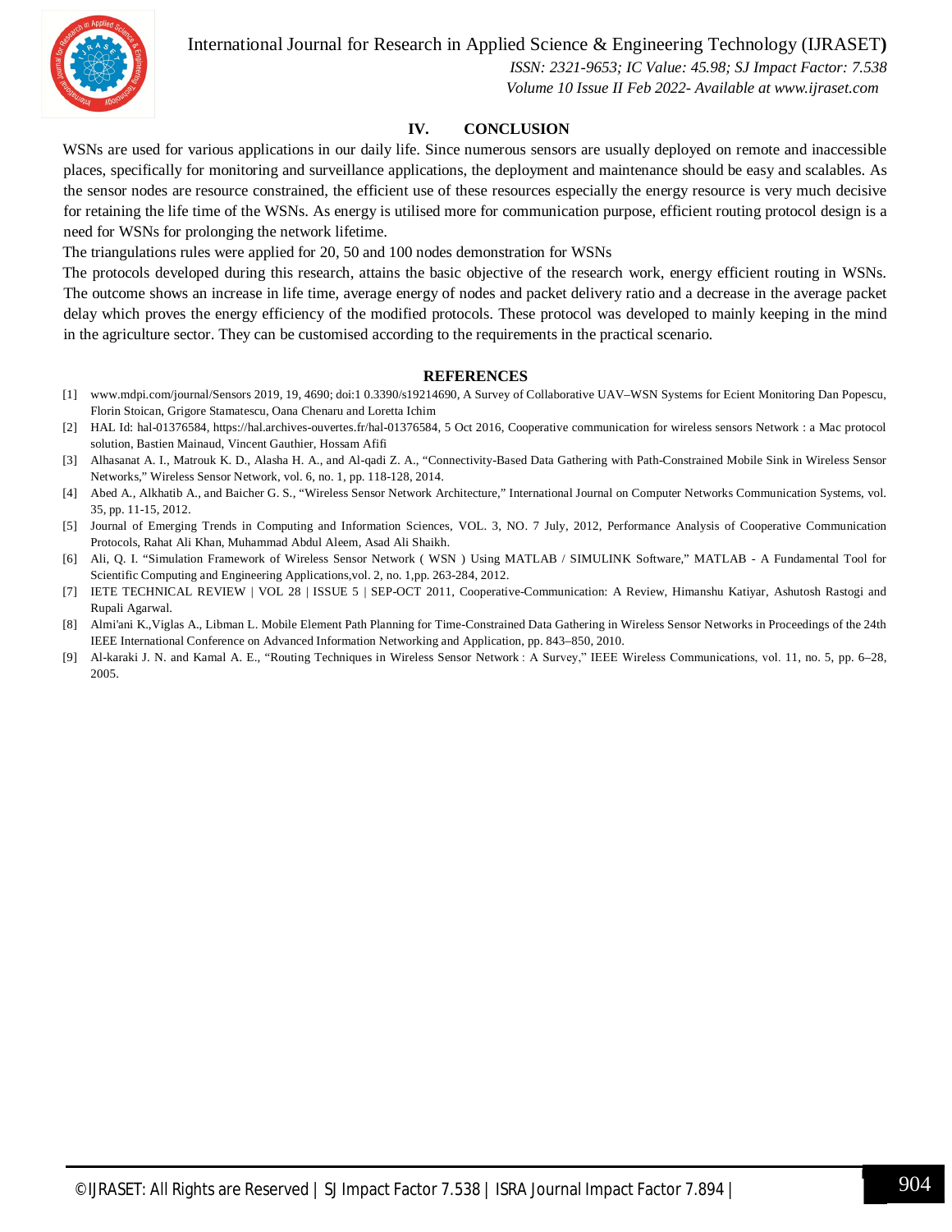## IV. CONCLUSION

WSNs are used for various applications in our daily life. Since numerous sensors are usually deployed on remote and inaccessible places, specifically for monitoring and surveillance applications, the deployment and maintenance should be easy and scalables. As the sensor nodes are resource constrained, the efficient use of these resources especially the energy resource is very much decisive for retaining the life time of the WSNs. As energy is utilised more for communication purpose, efficient routing protocol design is a need for WSNs for prolonging the network lifetime.

The triangulations rules were applied for 20, 50 and 100 nodes demonstration for WSNs

The protocols developed during this research, attains the basic objective of the research work, energy efficient routing in WSNs. The outcome shows an increase in life time, average energy of nodes and packet delivery ratio and a decrease in the average packet delay which proves the energy efficiency of the modified protocols. These protocol was developed to mainly keeping in the mind in the agriculture sector. They can be customised according to the requirements in the practical scenario.

## REFERENCES

[1] www.mdpi.com/journal/Sensors 2019, 19, 4690; doi:1 0.3390/s19214690, A Survey of Collaborative UAV–WSN Systems for Ecient Monitoring Dan Popescu, Florin Stoican, Grigore Stamatescu, Oana Chenaru and Loretta Ichim

[2] HAL Id: hal-01376584, https://hal.archives-ouvertes.fr/hal-01376584, 5 Oct 2016, Cooperative communication for wireless sensors Network : a Mac protocol solution, Bastien Mainaud, Vincent Gauthier, Hossam Afifi

[3] Alhasanat A. I., Matrouk K. D., Alasha H. A., and Al-qadi Z. A., "Connectivity-Based Data Gathering with Path-Constrained Mobile Sink in Wireless Sensor Networks," Wireless Sensor Network, vol. 6, no. 1, pp. 118-128, 2014.

[4] Abed A., Alkhatib A., and Baicher G. S., "Wireless Sensor Network Architecture," International Journal on Computer Networks Communication Systems, vol. 35, pp. 11-15, 2012.

[5] Journal of Emerging Trends in Computing and Information Sciences, VOL. 3, NO. 7 July, 2012, Performance Analysis of Cooperative Communication Protocols, Rahat Ali Khan, Muhammad Abdul Aleem, Asad Ali Shaikh.

[6] Ali, Q. I. "Simulation Framework of Wireless Sensor Network ( WSN ) Using MATLAB / SIMULINK Software," MATLAB - A Fundamental Tool for Scientific Computing and Engineering Applications,vol. 2, no. 1,pp. 263-284, 2012.

[7] IETE TECHNICAL REVIEW | VOL 28 | ISSUE 5 | SEP-OCT 2011, Cooperative-Communication: A Review, Himanshu Katiyar, Ashutosh Rastogi and Rupali Agarwal.

[8] Almi'ani K.,Viglas A., Libman L. Mobile Element Path Planning for Time-Constrained Data Gathering in Wireless Sensor Networks in Proceedings of the 24th IEEE International Conference on Advanced Information Networking and Application, pp. 843–850, 2010.

[9] Al-karaki J. N. and Kamal A. E., "Routing Techniques in Wireless Sensor Network : A Survey," IEEE Wireless Communications, vol. 11, no. 5, pp. 6–28, 2005.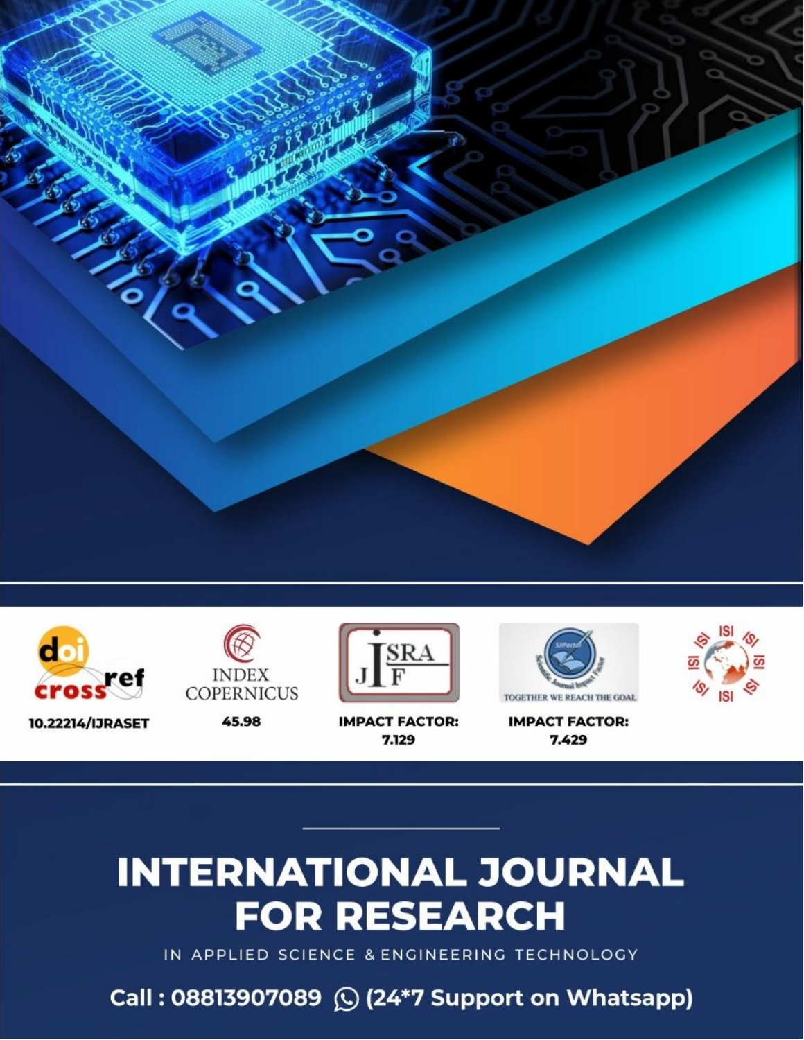10.22214/IJRASET

INDEX COPERNICUS

45.98

IMPACT FACTOR:
7.129

IMPACT FACTOR:
7.429

# INTERNATIONAL JOURNAL FOR RESEARCH

IN APPLIED SCIENCE & ENGINEERING TECHNOLOGY

Call : 08813907089 (24*7 Support on Whatsapp)